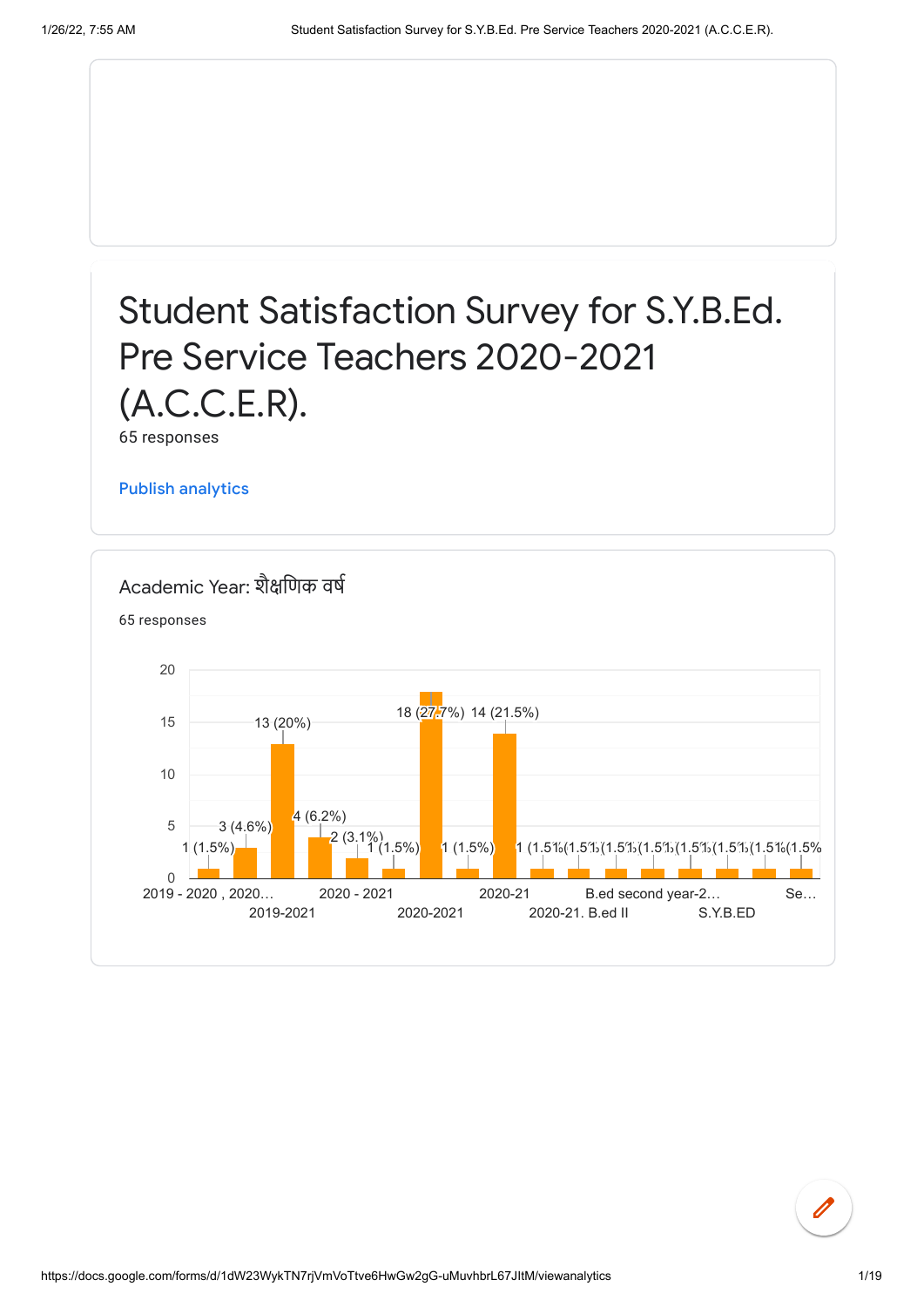# Student Satisfaction Survey for S.Y.B.Ed. Pre Service Teachers 2020-2021 (A.C.C.E.R).

65 responses

Publish analytics

## Academic Year: शैक्षणिक वर्ष

65 responses

| Response | Count (%) |
|---|---|
| 2019 - 2020 , 2020… | 1 (1.5%) |
| | 3 (4.6%) |
| 2019-2021 | 13 (20%) |
| | 4 (6.2%) |
| 2020 - 2021 | 2 (3.1%) |
| | 1 (1.5%) |
| 2020-2021 | 18 (27.7%) |
| | 1 (1.5%) |
| 2020-21 | 14 (21.5%) |
| | 1 (1.5%) |
| 2020-21. B.ed II | 1 (1.5%) |
| | 1 (1.5%) |
| B.ed second year-2… | 1 (1.5%) |
| | 1 (1.5%) |
| S.Y.B.ED | 1 (1.5%) |
| | 1 (1.5%) |
| Se… | 1 (1.5%) |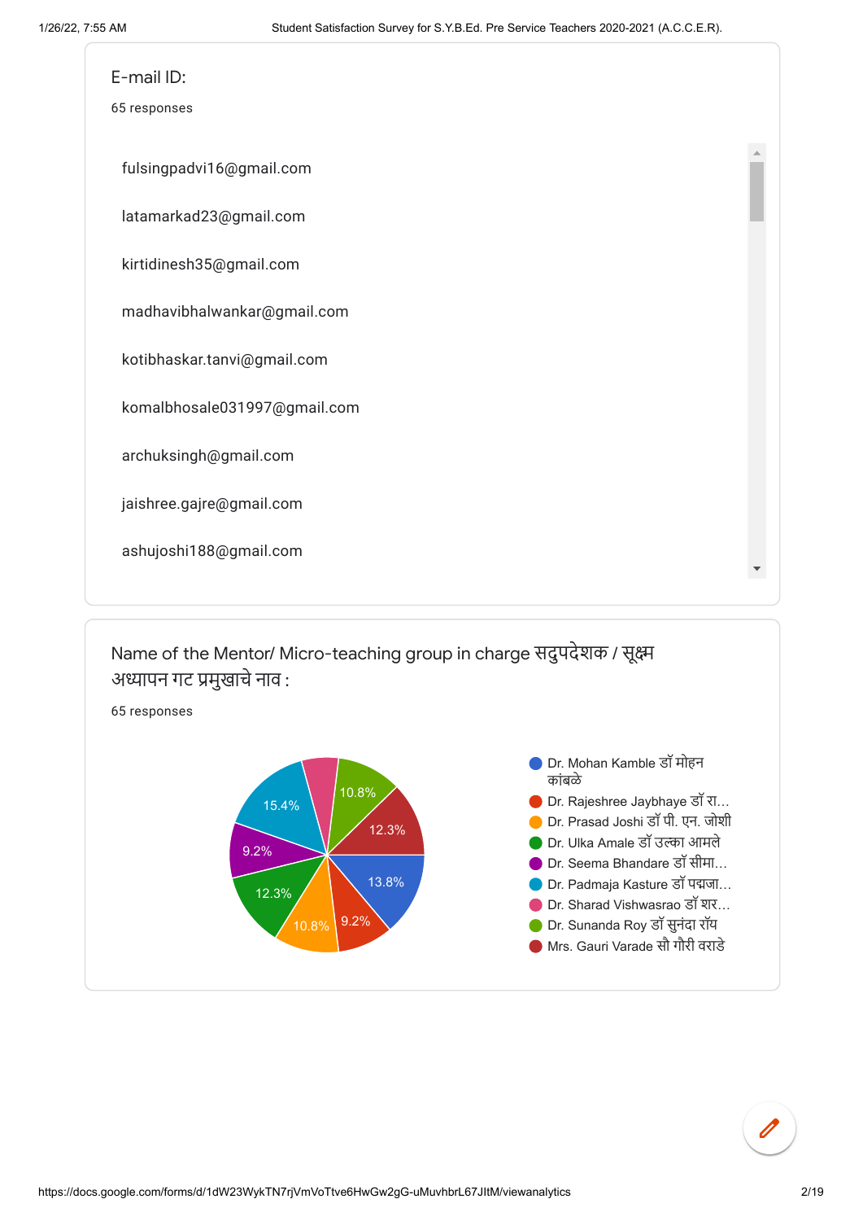E-mail ID:

65 responses

fulsingpadvi16@gmail.com

latamarkad23@gmail.com

kirtidinesh35@gmail.com

madhavibhalwankar@gmail.com

kotibhaskar.tanvi@gmail.com

komalbhosale031997@gmail.com

archuksingh@gmail.com

jaishree.gajre@gmail.com

ashujoshi188@gmail.com

Name of the Mentor/ Micro-teaching group in charge सदुपदेशक / सूक्ष्म अध्यापन गट प्रमुखाचे नाव :

65 responses

- Dr. Mohan Kamble डॉ मोहन कांबळे
- Dr. Rajeshree Jaybhaye डॉ रा...
- Dr. Prasad Joshi डॉ पी. एन. जोशी
- Dr. Ulka Amale डॉ उल्का आमले
- Dr. Seema Bhandare डॉ सीमा...
- Dr. Padmaja Kasture डॉ पद्मजा...
- Dr. Sharad Vishwasrao डॉ शर...
- Dr. Sunanda Roy डॉ सुनंदा रॉय
- Mrs. Gauri Varade सौ गौरी वराडे

Chart values: 13.8%, 9.2%, 10.8%, 12.3%, 9.2%, 15.4%, 10.8%, 12.3%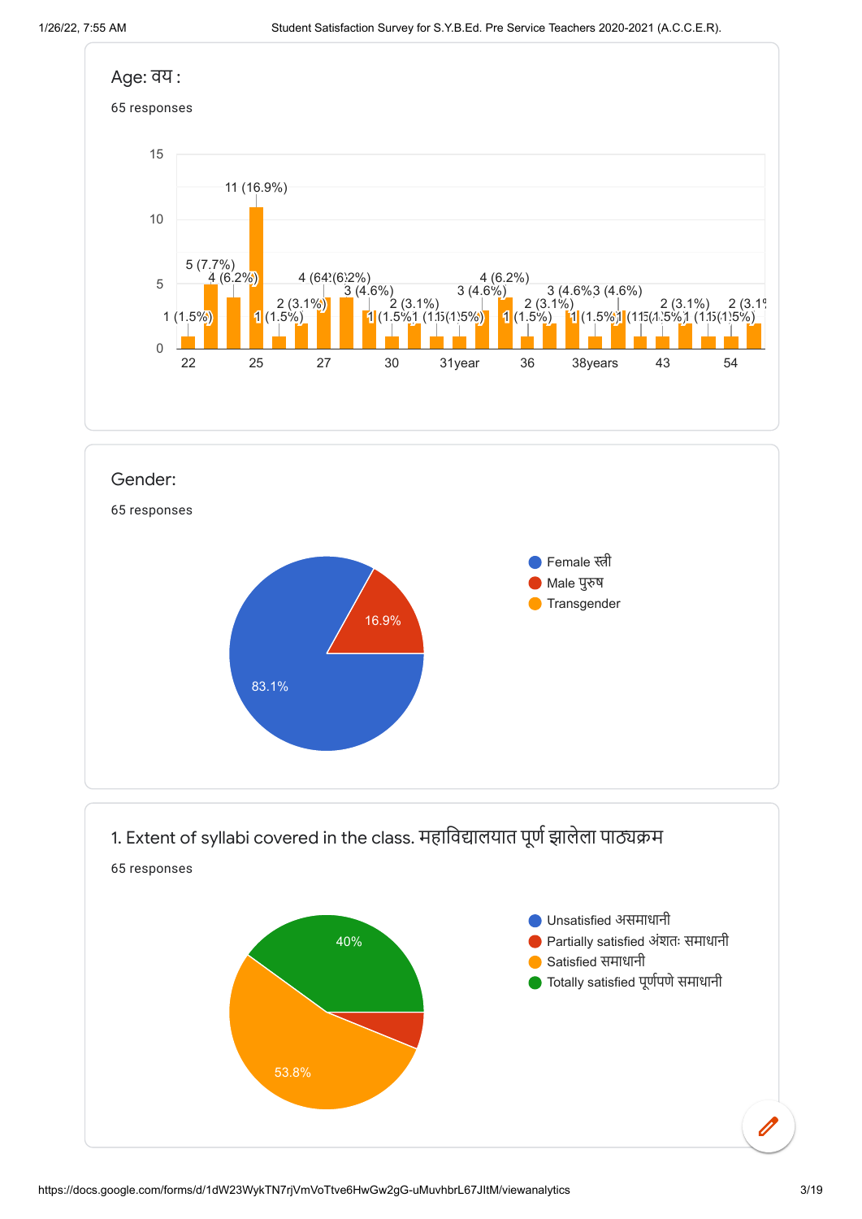## Age: वय :

65 responses

## Gender:

65 responses

- Female स्त्री: 83.1%
- Male पुरुष: 16.9%
- Transgender

## 1. Extent of syllabi covered in the class. महाविद्यालयात पूर्ण झालेला पाठ्यक्रम

65 responses

- Unsatisfied असमाधानी
- Partially satisfied अंशतः समाधानी
- Satisfied समाधानी: 53.8%
- Totally satisfied पूर्णपणे समाधानी: 40%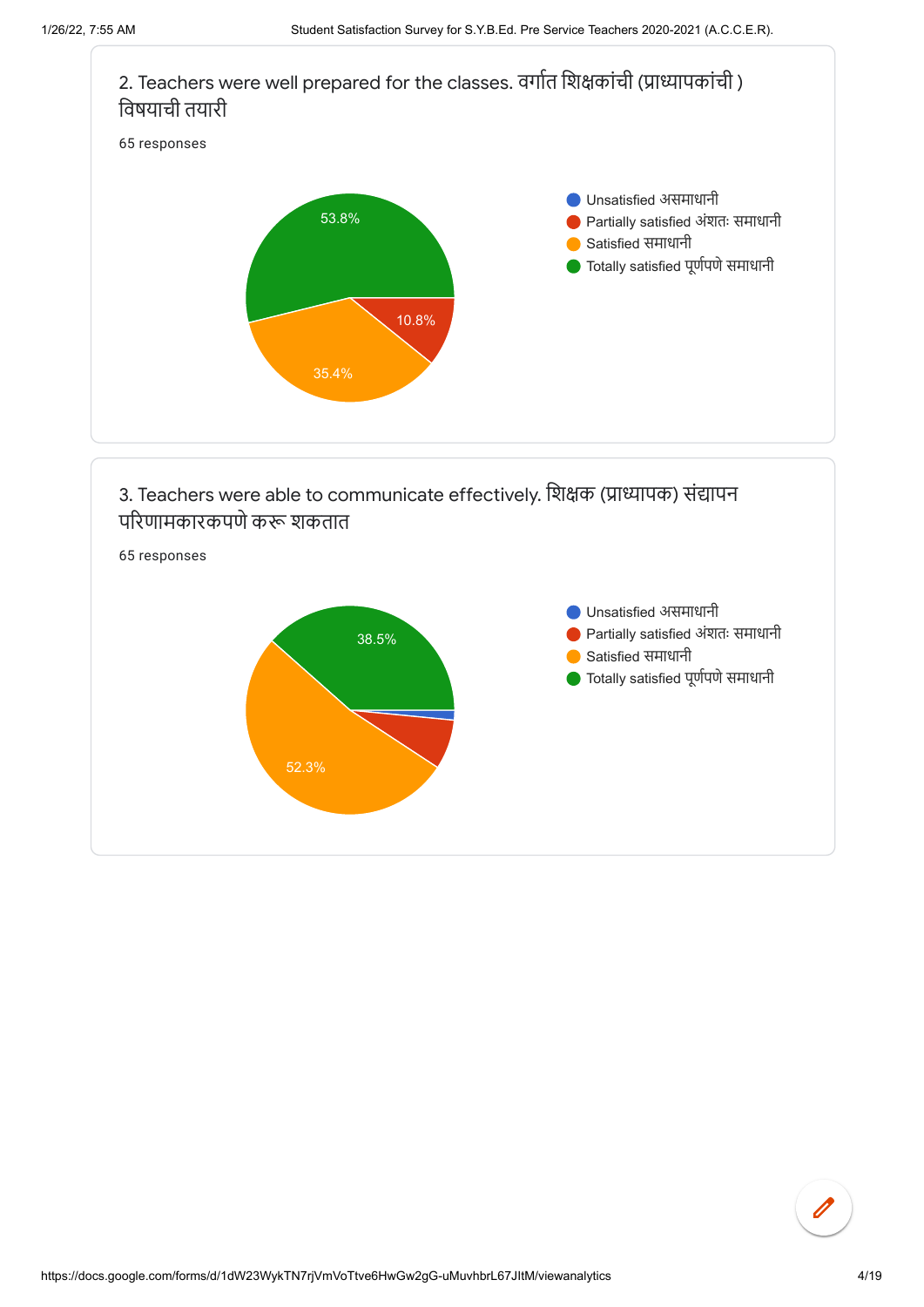## 2. Teachers were well prepared for the classes. वर्गात शिक्षकांची (प्राध्यापकांची ) विषयाची तयारी

65 responses

- Unsatisfied असमाधानी
- Partially satisfied अंशतः समाधानी
- Satisfied समाधानी
- Totally satisfied पूर्णपणे समाधानी

53.8%

10.8%

35.4%

## 3. Teachers were able to communicate effectively. शिक्षक (प्राध्यापक) संद्यापन परिणामकारकपणे करू शकतात

65 responses

- Unsatisfied असमाधानी
- Partially satisfied अंशतः समाधानी
- Satisfied समाधानी
- Totally satisfied पूर्णपणे समाधानी

38.5%

52.3%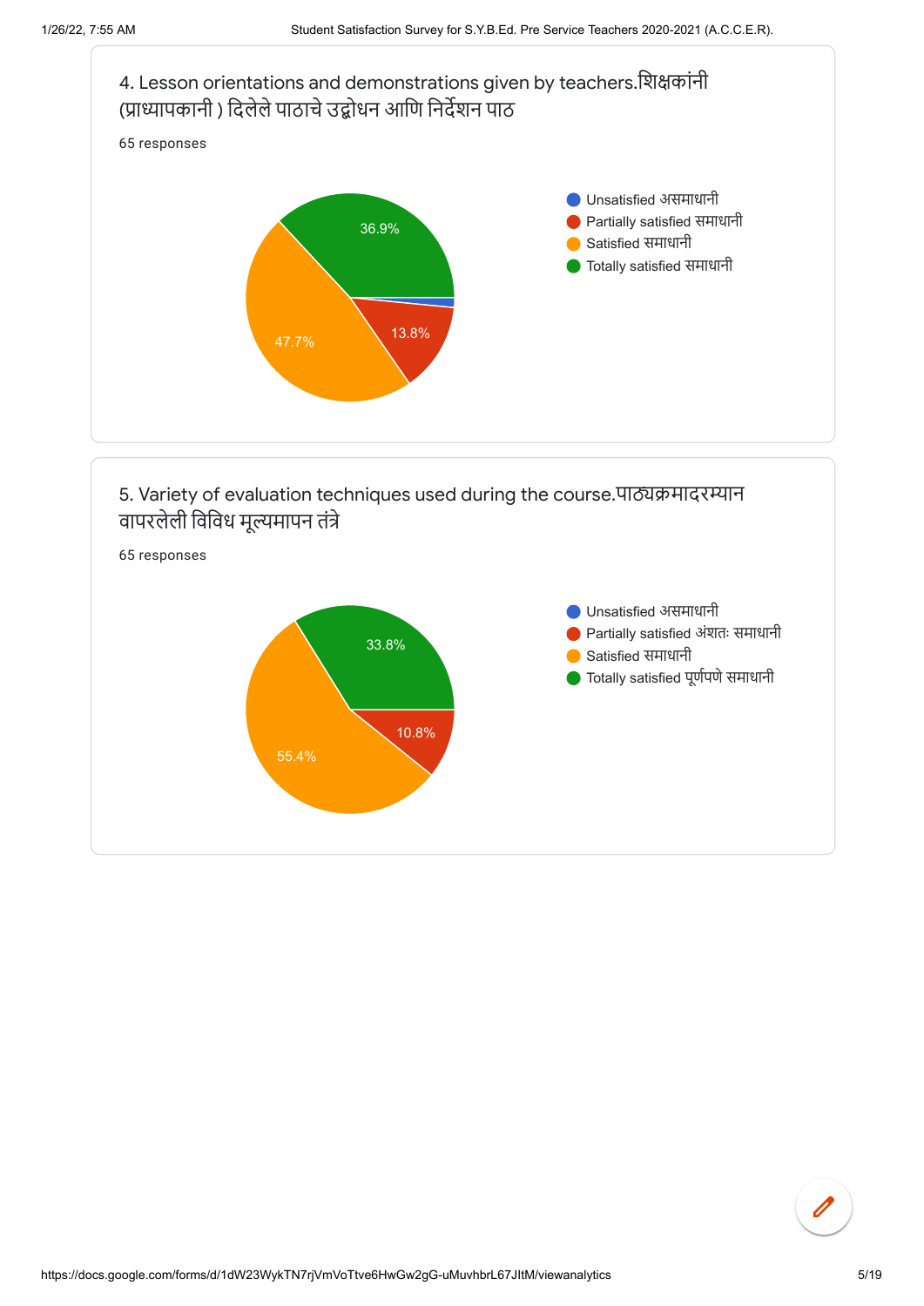4. Lesson orientations and demonstrations given by teachers.शिक्षकांनी (प्राध्यापकानी ) दिलेले पाठाचे उद्बोधन आणि निर्देशन पाठ

65 responses

- Unsatisfied असमाधानी
- Partially satisfied समाधानी
- Satisfied समाधानी
- Totally satisfied समाधानी

36.9%

13.8%

47.7%

5. Variety of evaluation techniques used during the course.पाठ्यक्रमादरम्यान वापरलेली विविध मूल्यमापन तंत्रे

65 responses

- Unsatisfied असमाधानी
- Partially satisfied अंशतः समाधानी
- Satisfied समाधानी
- Totally satisfied पूर्णपणे समाधानी

33.8%

10.8%

55.4%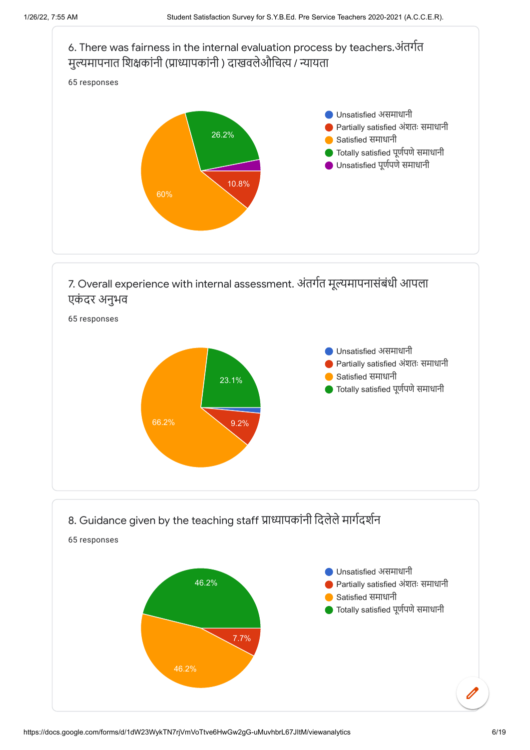6. There was fairness in the internal evaluation process by teachers.अंतर्गत मुल्यमापनात शिक्षकांनी (प्राध्यापकांनी ) दाखवलेऔचित्य / न्यायता

65 responses

- Unsatisfied असमाधानी
- Partially satisfied अंशतः समाधानी
- Satisfied समाधानी
- Totally satisfied पूर्णपणे समाधानी
- Unsatisfied पूर्णपणे समाधानी

26.2%

10.8%

60%

7. Overall experience with internal assessment. अंतर्गत मूल्यमापनासंबंधी आपला एकंदर अनुभव

65 responses

- Unsatisfied असमाधानी
- Partially satisfied अंशतः समाधानी
- Satisfied समाधानी
- Totally satisfied पूर्णपणे समाधानी

23.1%

9.2%

66.2%

8. Guidance given by the teaching staff प्राध्यापकांनी दिलेले मार्गदर्शन

65 responses

- Unsatisfied असमाधानी
- Partially satisfied अंशतः समाधानी
- Satisfied समाधानी
- Totally satisfied पूर्णपणे समाधानी

46.2%

7.7%

46.2%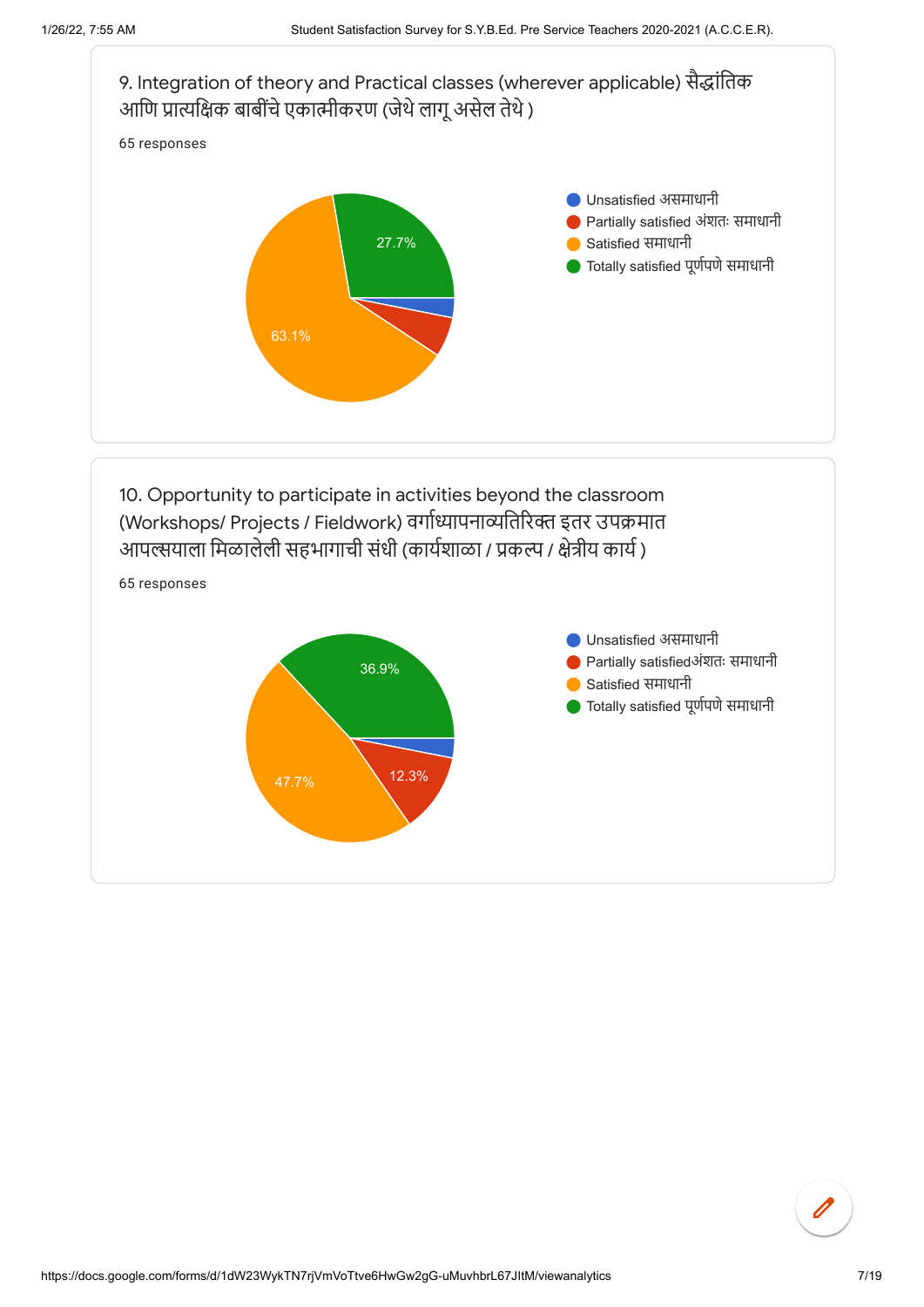9. Integration of theory and Practical classes (wherever applicable) सैद्धांतिक आणि प्रात्यक्षिक बाबींचे एकात्मीकरण (जेथे लागू असेल तेथे )

65 responses

- Unsatisfied असमाधानी
- Partially satisfied अंशतः समाधानी
- Satisfied समाधानी
- Totally satisfied पूर्णपणे समाधानी

63.1%

27.7%

10. Opportunity to participate in activities beyond the classroom (Workshops/ Projects / Fieldwork) वर्गाध्यापनाव्यतिरिक्त इतर उपक्रमात आपल्सयाला मिळालेली सहभागाची संधी (कार्यशाळा / प्रकल्प / क्षेत्रीय कार्य )

65 responses

- Unsatisfied असमाधानी
- Partially satisfiedअंशतः समाधानी
- Satisfied समाधानी
- Totally satisfied पूर्णपणे समाधानी

47.7%

36.9%

12.3%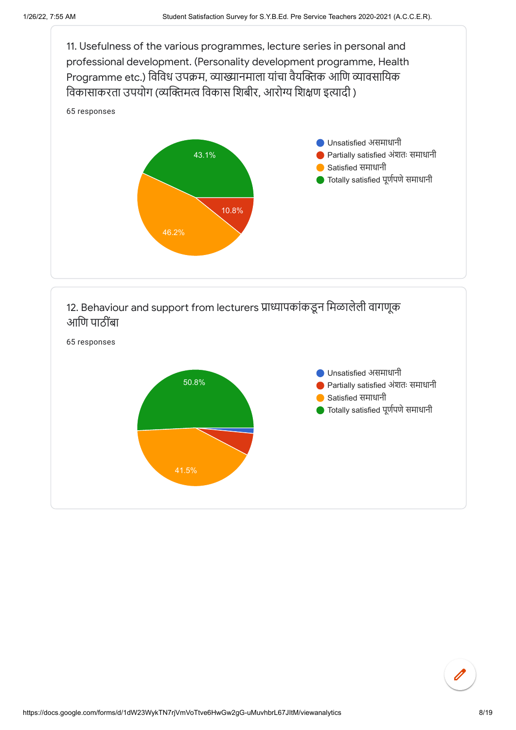11. Usefulness of the various programmes, lecture series in personal and professional development. (Personality development programme, Health Programme etc.) विविध उपक्रम, व्याख्यानमाला यांचा वैयक्तिक आणि व्यावसायिक विकासाकरता उपयोग (व्यक्तिमत्व विकास शिबीर, आरोग्य शिक्षण इत्यादी )

65 responses

- Unsatisfied असमाधानी
- Partially satisfied अंशतः समाधानी
- Satisfied समाधानी
- Totally satisfied पूर्णपणे समाधानी

43.1%
10.8%
46.2%

12. Behaviour and support from lecturers प्राध्यापकांकडून मिळालेली वागणूक आणि पाठींबा

65 responses

- Unsatisfied असमाधानी
- Partially satisfied अंशतः समाधानी
- Satisfied समाधानी
- Totally satisfied पूर्णपणे समाधानी

50.8%
41.5%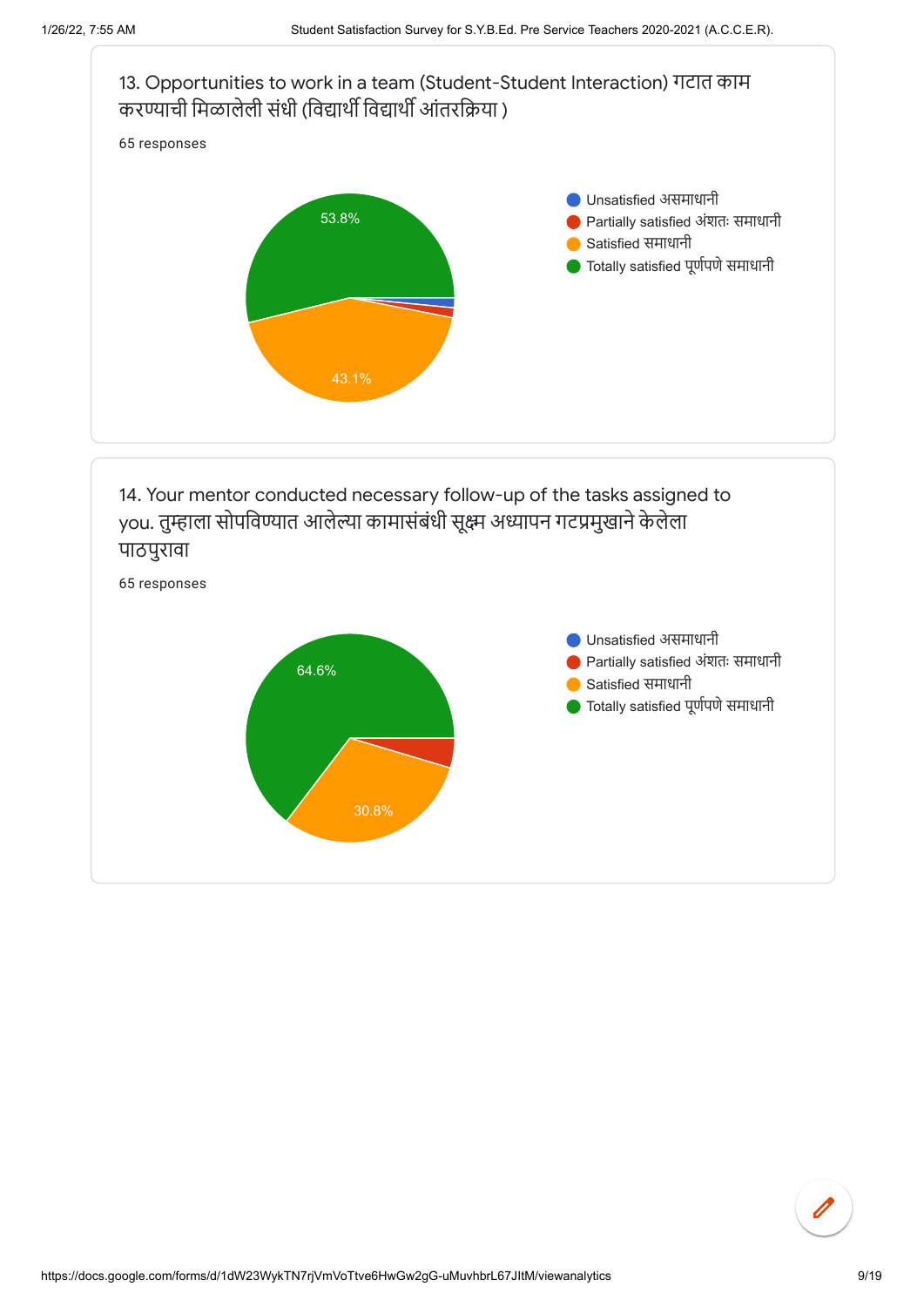13. Opportunities to work in a team (Student-Student Interaction) गटात काम करण्याची मिळालेली संधी (विद्यार्थी विद्यार्थी आंतरक्रिया )

65 responses

- Unsatisfied असमाधानी
- Partially satisfied अंशतः समाधानी
- Satisfied समाधानी
- Totally satisfied पूर्णपणे समाधानी

53.8%

43.1%

14. Your mentor conducted necessary follow-up of the tasks assigned to you. तुम्हाला सोपविण्यात आलेल्या कामासंबंधी सूक्ष्म अध्यापन गटप्रमुखाने केलेला पाठपुरावा

65 responses

- Unsatisfied असमाधानी
- Partially satisfied अंशतः समाधानी
- Satisfied समाधानी
- Totally satisfied पूर्णपणे समाधानी

64.6%

30.8%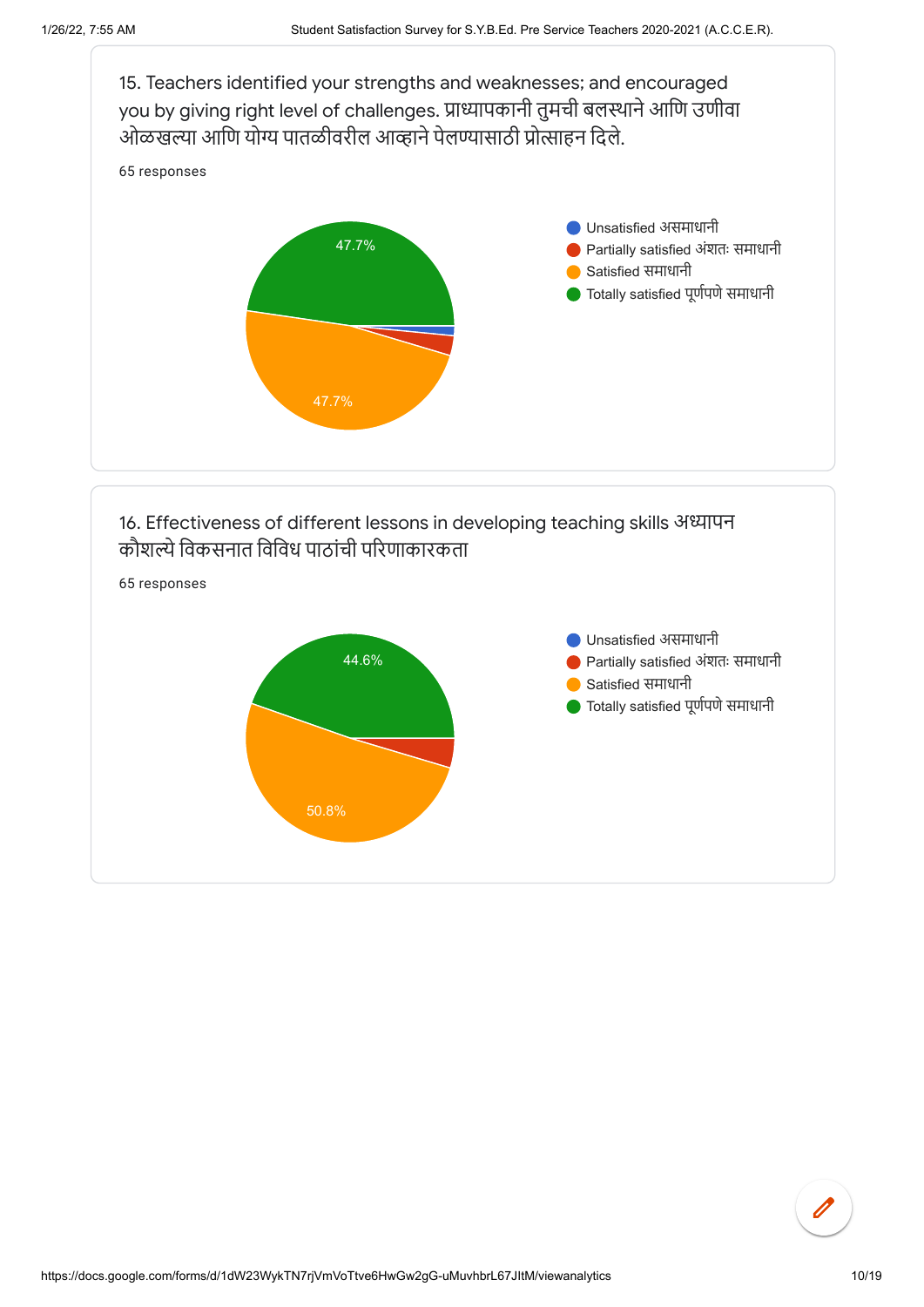15. Teachers identified your strengths and weaknesses; and encouraged you by giving right level of challenges. प्राध्यापकानी तुमची बलस्थाने आणि उणीवा ओळखल्या आणि योग्य पातळीवरील आव्हाने पेलण्यासाठी प्रोत्साहन दिले.

65 responses

- Unsatisfied असमाधानी
- Partially satisfied अंशतः समाधानी
- Satisfied समाधानी — 47.7%
- Totally satisfied पूर्णपणे समाधानी — 47.7%

16. Effectiveness of different lessons in developing teaching skills अध्यापन कौशल्ये विकसनात विविध पाठांची परिणाकारकता

65 responses

- Unsatisfied असमाधानी
- Partially satisfied अंशतः समाधानी
- Satisfied समाधानी — 50.8%
- Totally satisfied पूर्णपणे समाधानी — 44.6%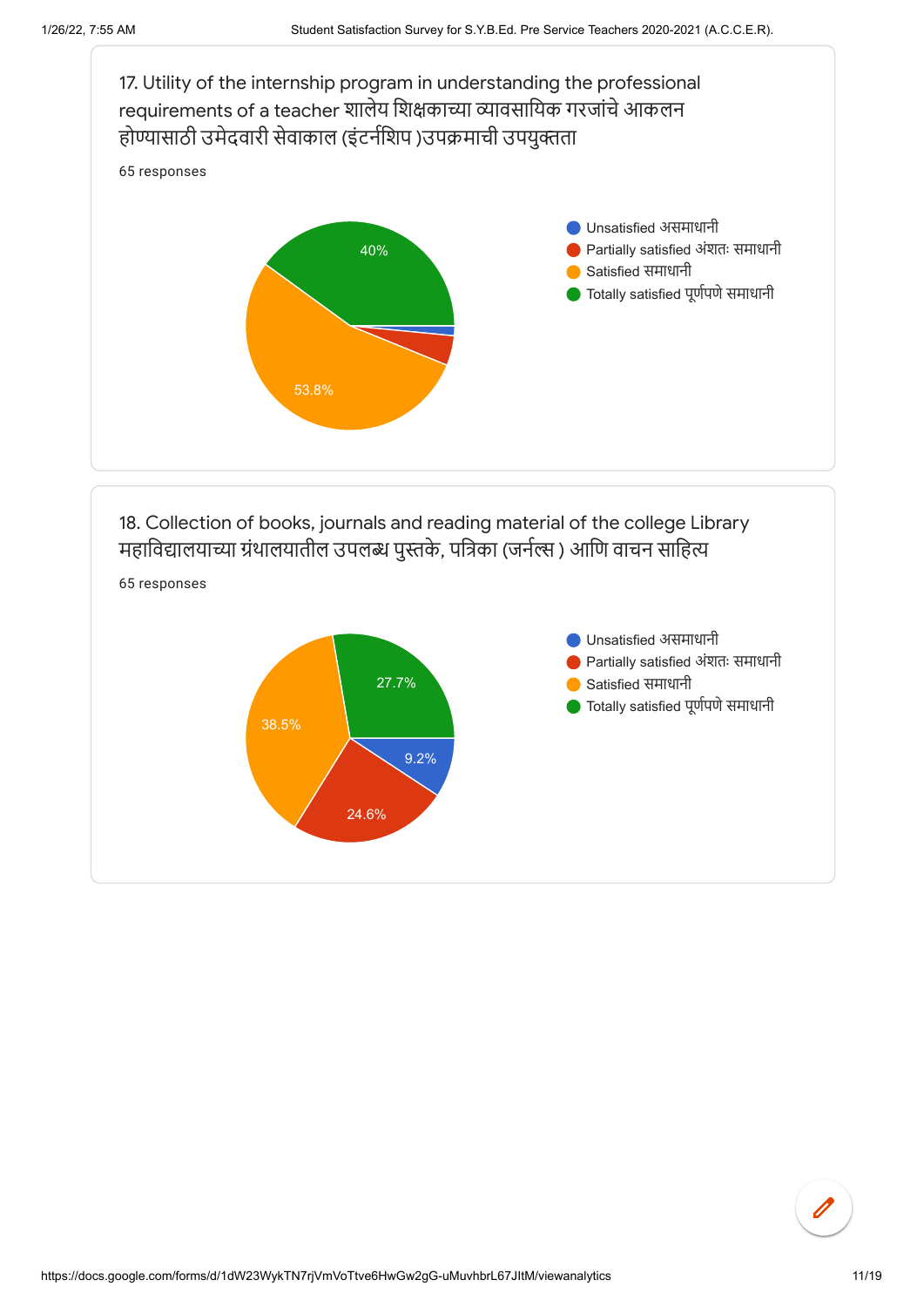17. Utility of the internship program in understanding the professional requirements of a teacher शालेय शिक्षकाच्या व्यावसायिक गरजांचे आकलन होण्यासाठी उमेदवारी सेवाकाल (इंटर्नशिप )उपक्रमाची उपयुक्तता

65 responses

- Unsatisfied असमाधानी
- Partially satisfied अंशतः समाधानी
- Satisfied समाधानी — 53.8%
- Totally satisfied पूर्णपणे समाधानी — 40%

18. Collection of books, journals and reading material of the college Library महाविद्यालयाच्या ग्रंथालयातील उपलब्ध पुस्तके, पत्रिका (जर्नल्स ) आणि वाचन साहित्य

65 responses

- Unsatisfied असमाधानी — 9.2%
- Partially satisfied अंशतः समाधानी — 24.6%
- Satisfied समाधानी — 38.5%
- Totally satisfied पूर्णपणे समाधानी — 27.7%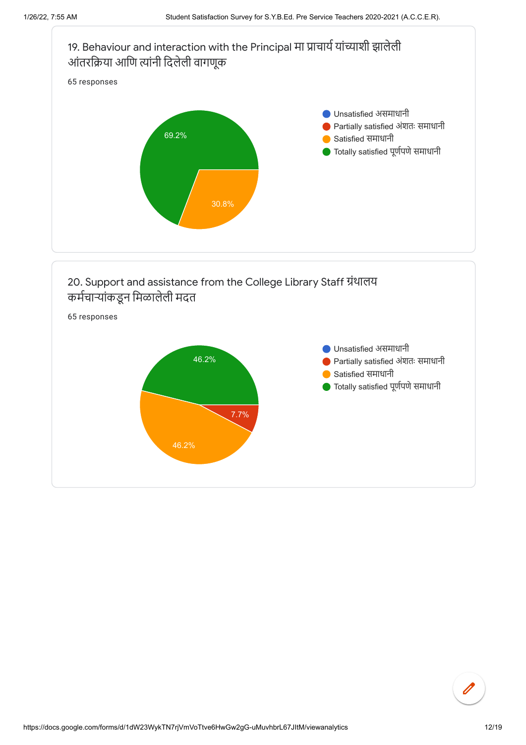19. Behaviour and interaction with the Principal मा प्राचार्य यांच्याशी झालेली आंतरक्रिया आणि त्यांनी दिलेली वागणूक

65 responses

- Unsatisfied असमाधानी
- Partially satisfied अंशतः समाधानी
- Satisfied समाधानी
- Totally satisfied पूर्णपणे समाधानी

| Response | Percentage |
| --- | --- |
| Totally satisfied पूर्णपणे समाधानी | 69.2% |
| Satisfied समाधानी | 30.8% |

20. Support and assistance from the College Library Staff ग्रंथालय कर्मचाऱ्यांकडून मिळालेली मदत

65 responses

- Unsatisfied असमाधानी
- Partially satisfied अंशतः समाधानी
- Satisfied समाधानी
- Totally satisfied पूर्णपणे समाधानी

| Response | Percentage |
| --- | --- |
| Totally satisfied पूर्णपणे समाधानी | 46.2% |
| Satisfied समाधानी | 46.2% |
| Partially satisfied अंशतः समाधानी | 7.7% |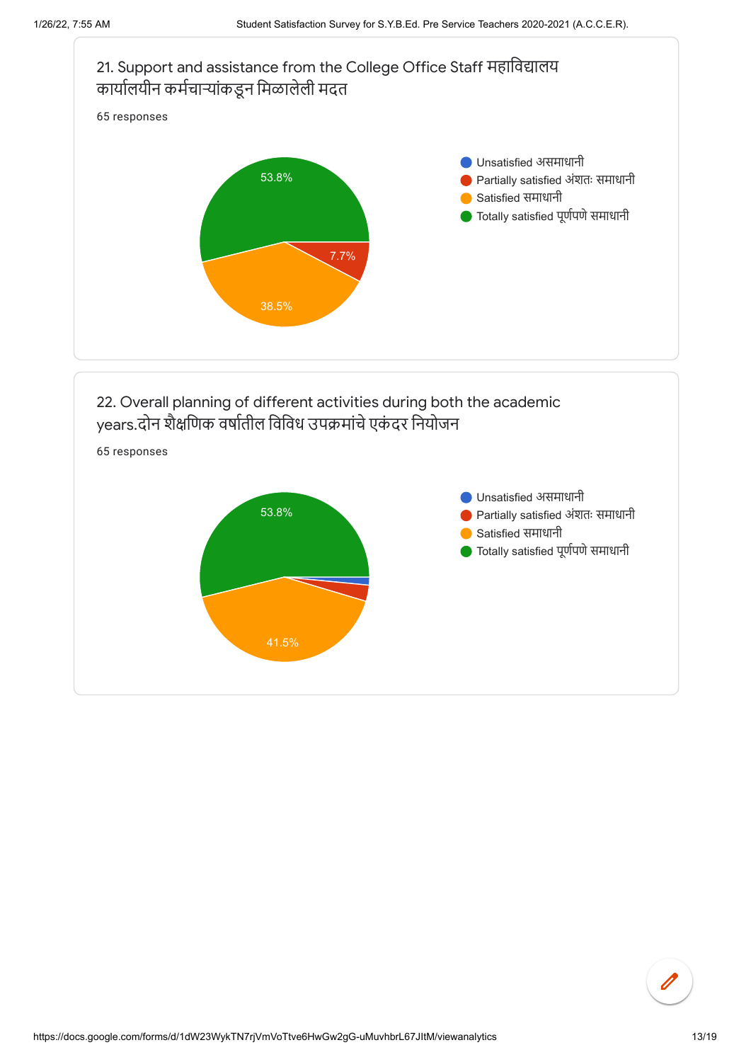21. Support and assistance from the College Office Staff महाविद्यालय कार्यालयीन कर्मचाऱ्यांकडून मिळालेली मदत

65 responses

- Unsatisfied असमाधानी
- Partially satisfied अंशतः समाधानी
- Satisfied समाधानी
- Totally satisfied पूर्णपणे समाधानी

53.8%

7.7%

38.5%

22. Overall planning of different activities during both the academic years.दोन शैक्षणिक वर्षातील विविध उपक्रमांचे एकंदर नियोजन

65 responses

- Unsatisfied असमाधानी
- Partially satisfied अंशतः समाधानी
- Satisfied समाधानी
- Totally satisfied पूर्णपणे समाधानी

53.8%

41.5%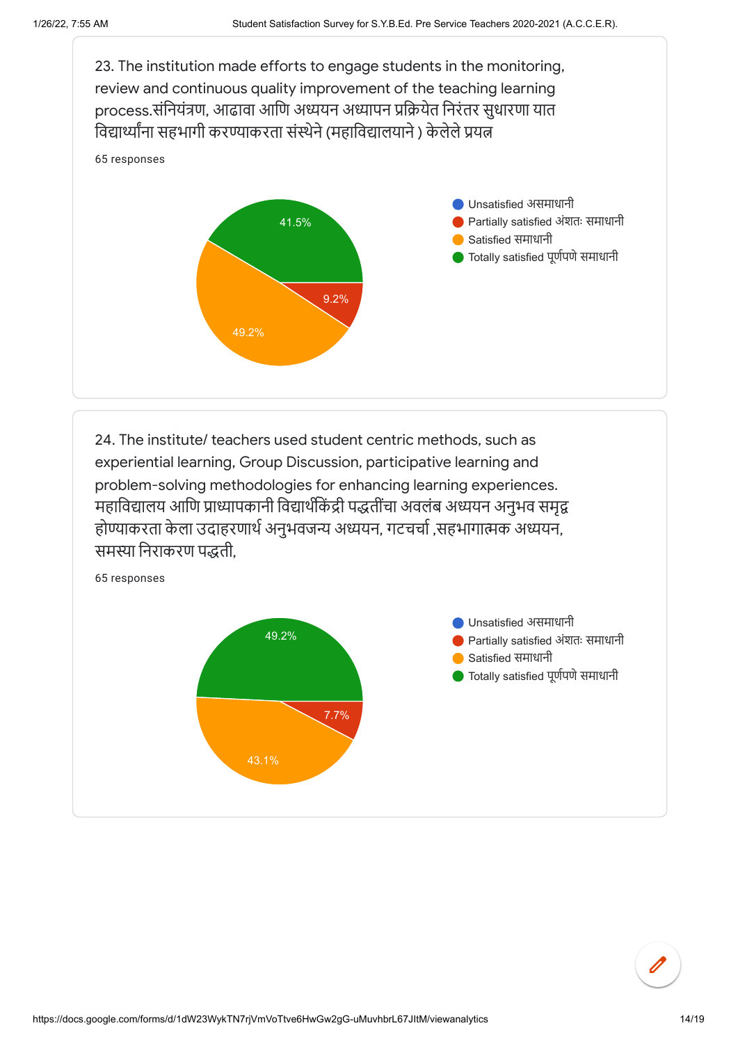23. The institution made efforts to engage students in the monitoring, review and continuous quality improvement of the teaching learning process.संनियंत्रण, आढावा आणि अध्ययन अध्यापन प्रक्रियेत निरंतर सुधारणा यात विद्यार्थ्यांना सहभागी करण्याकरता संस्थेने (महाविद्यालयाने ) केलेले प्रयत्न

65 responses

- Unsatisfied असमाधानी
- Partially satisfied अंशतः समाधानी — 9.2%
- Satisfied समाधानी — 49.2%
- Totally satisfied पूर्णपणे समाधानी — 41.5%

24. The institute/ teachers used student centric methods, such as experiential learning, Group Discussion, participative learning and problem-solving methodologies for enhancing learning experiences. महाविद्यालय आणि प्राध्यापकानी विद्यार्थीकेंद्री पद्धतींचा अवलंब अध्ययन अनुभव समृद्ध होण्याकरता केला उदाहरणार्थ अनुभवजन्य अध्ययन, गटचर्चा ,सहभागात्मक अध्ययन, समस्या निराकरण पद्धती,

65 responses

- Unsatisfied असमाधानी
- Partially satisfied अंशतः समाधानी — 7.7%
- Satisfied समाधानी — 43.1%
- Totally satisfied पूर्णपणे समाधानी — 49.2%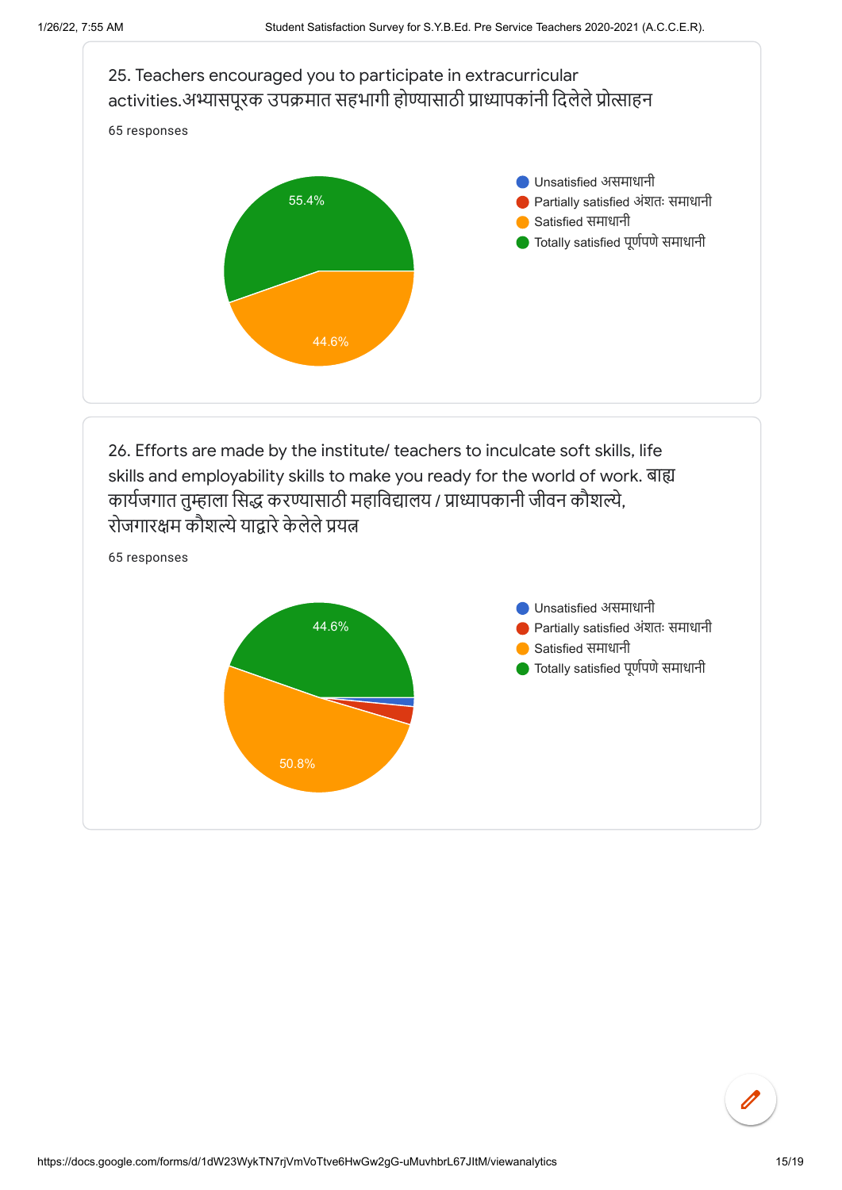25. Teachers encouraged you to participate in extracurricular activities.अभ्यासपूरक उपक्रमात सहभागी होण्यासाठी प्राध्यापकांनी दिलेले प्रोत्साहन

65 responses

- Unsatisfied असमाधानी
- Partially satisfied अंशतः समाधानी
- Satisfied समाधानी
- Totally satisfied पूर्णपणे समाधानी

55.4%

44.6%

26. Efforts are made by the institute/ teachers to inculcate soft skills, life skills and employability skills to make you ready for the world of work. बाह्य कार्यजगात तुम्हाला सिद्ध करण्यासाठी महाविद्यालय / प्राध्यापकानी जीवन कौशल्ये, रोजगारक्षम कौशल्ये याद्वारे केलेले प्रयत्न

65 responses

- Unsatisfied असमाधानी
- Partially satisfied अंशतः समाधानी
- Satisfied समाधानी
- Totally satisfied पूर्णपणे समाधानी

44.6%

50.8%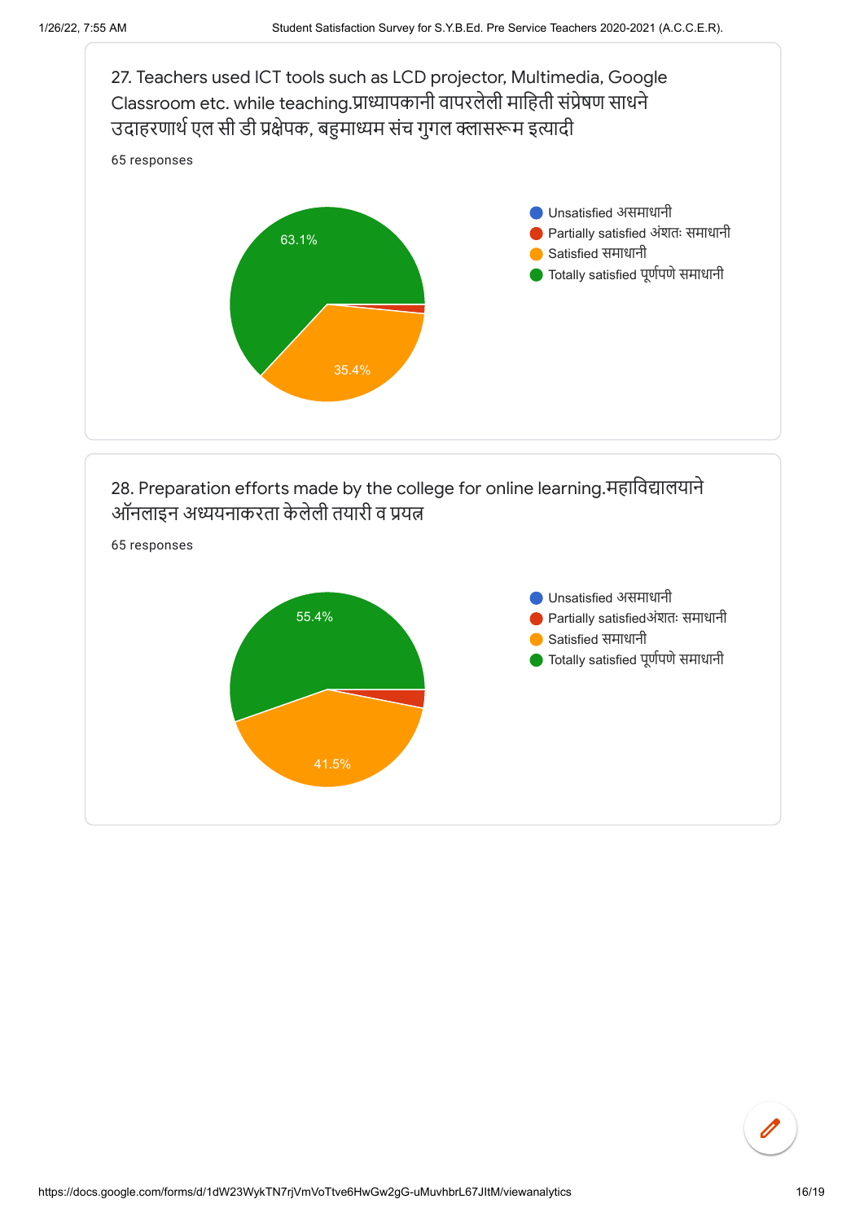27. Teachers used ICT tools such as LCD projector, Multimedia, Google Classroom etc. while teaching.प्राध्यापकानी वापरलेली माहिती संप्रेषण साधने उदाहरणार्थ एल सी डी प्रक्षेपक, बहुमाध्यम संच गुगल क्लासरूम इत्यादी

65 responses

- Unsatisfied असमाधानी
- Partially satisfied अंशतः समाधानी
- Satisfied समाधानी
- Totally satisfied पूर्णपणे समाधानी

63.1%

35.4%

28. Preparation efforts made by the college for online learning.महाविद्यालयाने ऑनलाइन अध्ययनाकरता केलेली तयारी व प्रयत्न

65 responses

- Unsatisfied असमाधानी
- Partially satisfiedअंशतः समाधानी
- Satisfied समाधानी
- Totally satisfied पूर्णपणे समाधानी

55.4%

41.5%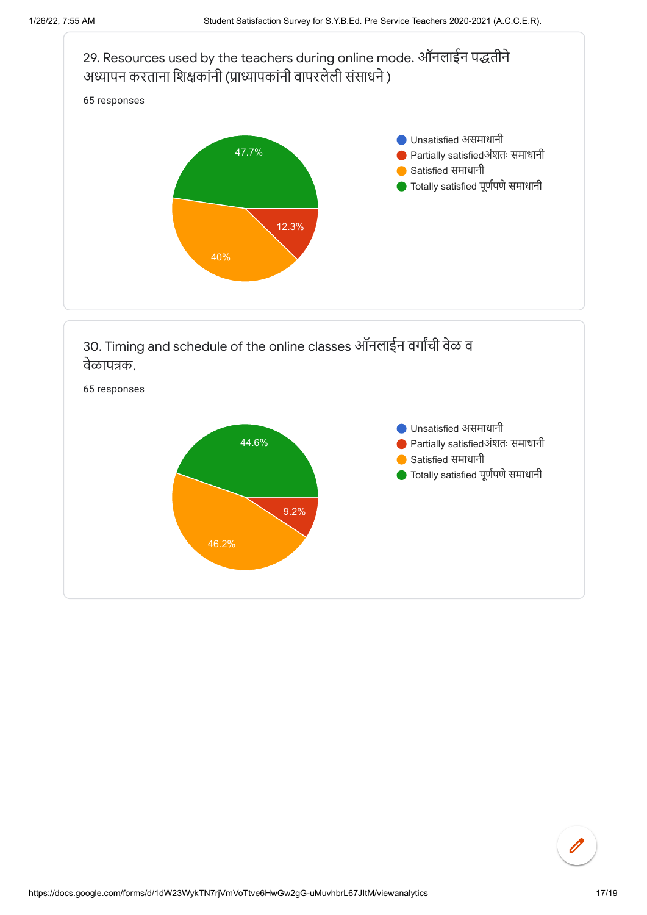29. Resources used by the teachers during online mode. ऑनलाईन पद्धतीने अध्यापन करताना शिक्षकांनी (प्राध्यापकांनी वापरलेली संसाधने )

65 responses

| Response | Percentage |
|---|---|
| Unsatisfied असमाधानी | |
| Partially satisfiedअंशतः समाधानी | 12.3% |
| Satisfied समाधानी | 40% |
| Totally satisfied पूर्णपणे समाधानी | 47.7% |

30. Timing and schedule of the online classes ऑनलाईन वर्गांची वेळ व वेळापत्रक.

65 responses

| Response | Percentage |
|---|---|
| Unsatisfied असमाधानी | |
| Partially satisfiedअंशतः समाधानी | 9.2% |
| Satisfied समाधानी | 46.2% |
| Totally satisfied पूर्णपणे समाधानी | 44.6% |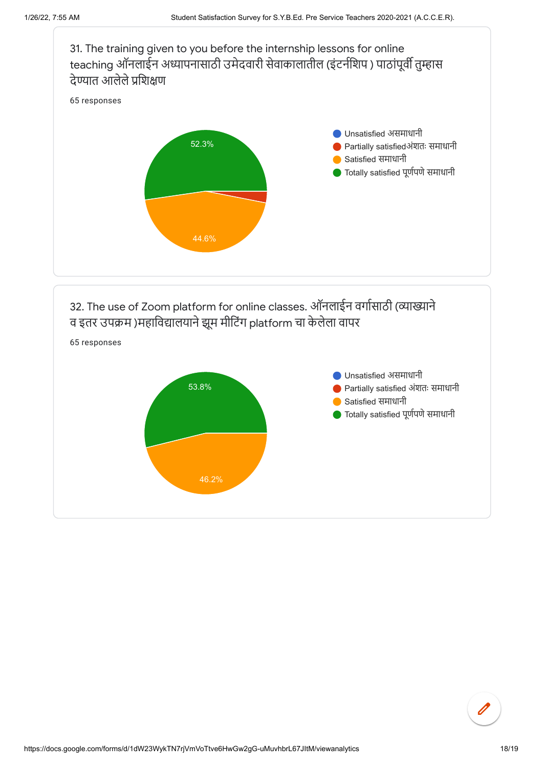31. The training given to you before the internship lessons for online teaching ऑनलाईन अध्यापनासाठी उमेदवारी सेवाकालातील (इंटर्नशिप ) पाठांपूर्वी तुम्हास देण्यात आलेले प्रशिक्षण

65 responses

- Unsatisfied असमाधानी
- Partially satisfiedअंशतः समाधानी
- Satisfied समाधानी
- Totally satisfied पूर्णपणे समाधानी

52.3%

44.6%

32. The use of Zoom platform for online classes. ऑनलाईन वर्गासाठी (व्याख्याने व इतर उपक्रम )महाविद्यालयाने झूम मीटिंग platform चा केलेला वापर

65 responses

- Unsatisfied असमाधानी
- Partially satisfied अंशतः समाधानी
- Satisfied समाधानी
- Totally satisfied पूर्णपणे समाधानी

53.8%

46.2%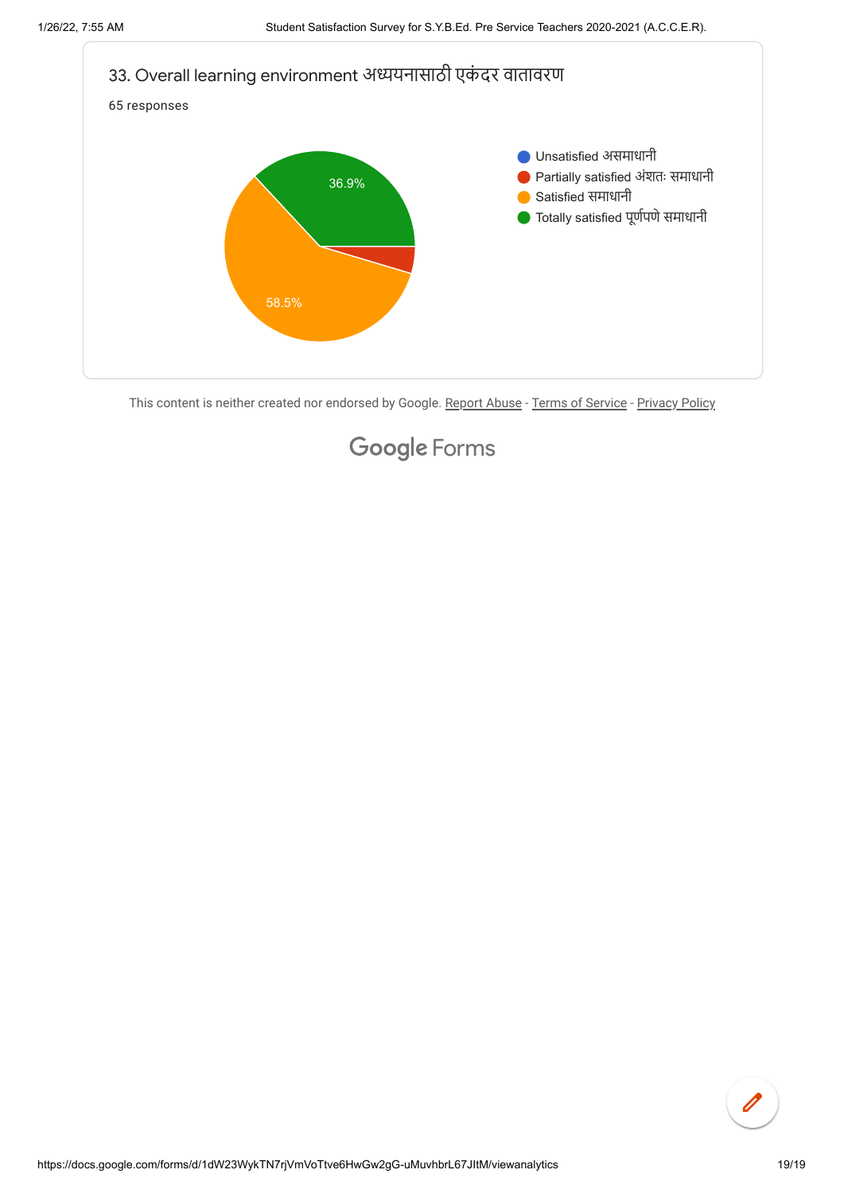### 33. Overall learning environment अध्ययनासाठी एकंदर वातावरण

65 responses

36.9%

58.5%

Unsatisfied असमाधानी

Partially satisfied अंशतः समाधानी

Satisfied समाधानी

Totally satisfied पूर्णपणे समाधानी

This content is neither created nor endorsed by Google. Report Abuse - Terms of Service - Privacy Policy

Google Forms